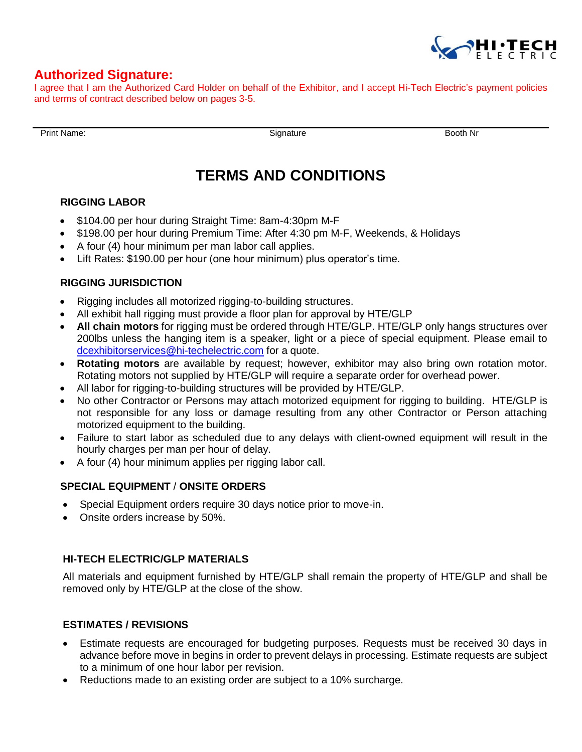## Authorized Signature:

I agree that I am the Authorized Card Holder on behalf of the Exhibitor, and I accept Hi-Tech Electric's payment policies and terms of contract described below on pages 3-5.

| Print Name: | Signature | Booth Nr |
|---|---|---|

# TERMS AND CONDITIONS

### RIGGING LABOR

- $104.00 per hour during Straight Time: 8am-4:30pm M-F
- $198.00 per hour during Premium Time: After 4:30 pm M-F, Weekends, & Holidays
- A four (4) hour minimum per man labor call applies.
- Lift Rates: $190.00 per hour (one hour minimum) plus operator's time.

### RIGGING JURISDICTION

- Rigging includes all motorized rigging-to-building structures.
- All exhibit hall rigging must provide a floor plan for approval by HTE/GLP
- **All chain motors** for rigging must be ordered through HTE/GLP. HTE/GLP only hangs structures over 200lbs unless the hanging item is a speaker, light or a piece of special equipment. Please email to dcexhibitorservices@hi-techelectric.com for a quote.
- **Rotating motors** are available by request; however, exhibitor may also bring own rotation motor. Rotating motors not supplied by HTE/GLP will require a separate order for overhead power.
- All labor for rigging-to-building structures will be provided by HTE/GLP.
- No other Contractor or Persons may attach motorized equipment for rigging to building. HTE/GLP is not responsible for any loss or damage resulting from any other Contractor or Person attaching motorized equipment to the building.
- Failure to start labor as scheduled due to any delays with client-owned equipment will result in the hourly charges per man per hour of delay.
- A four (4) hour minimum applies per rigging labor call.

### SPECIAL EQUIPMENT / ONSITE ORDERS

- Special Equipment orders require 30 days notice prior to move-in.
- Onsite orders increase by 50%.

### HI-TECH ELECTRIC/GLP MATERIALS

All materials and equipment furnished by HTE/GLP shall remain the property of HTE/GLP and shall be removed only by HTE/GLP at the close of the show.

### ESTIMATES / REVISIONS

- Estimate requests are encouraged for budgeting purposes. Requests must be received 30 days in advance before move in begins in order to prevent delays in processing. Estimate requests are subject to a minimum of one hour labor per revision.
- Reductions made to an existing order are subject to a 10% surcharge.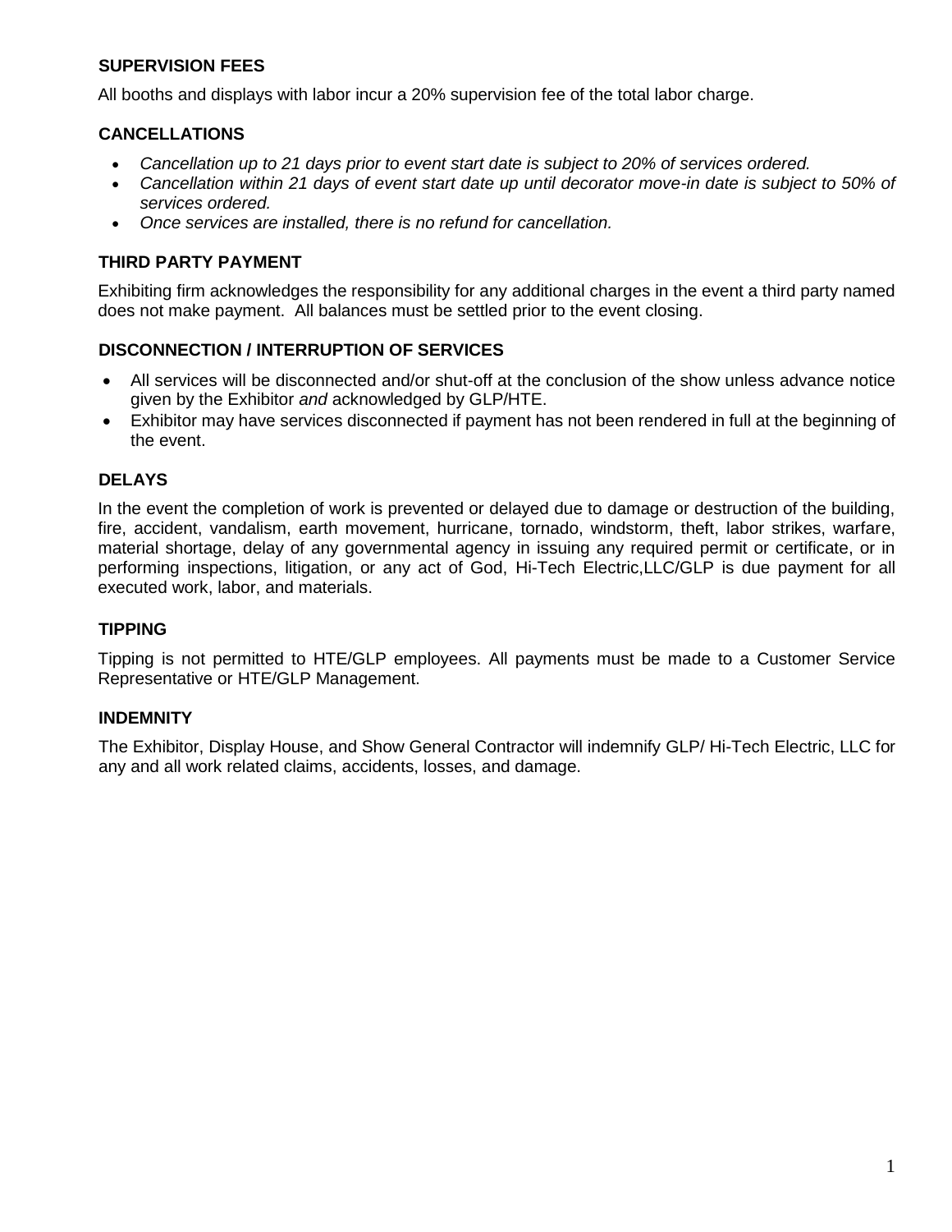### SUPERVISION FEES

All booths and displays with labor incur a 20% supervision fee of the total labor charge.

### CANCELLATIONS

- *Cancellation up to 21 days prior to event start date is subject to 20% of services ordered.*
- *Cancellation within 21 days of event start date up until decorator move-in date is subject to 50% of services ordered.*
- *Once services are installed, there is no refund for cancellation.*

### THIRD PARTY PAYMENT

Exhibiting firm acknowledges the responsibility for any additional charges in the event a third party named does not make payment. All balances must be settled prior to the event closing.

### DISCONNECTION / INTERRUPTION OF SERVICES

- All services will be disconnected and/or shut-off at the conclusion of the show unless advance notice given by the Exhibitor *and* acknowledged by GLP/HTE.
- Exhibitor may have services disconnected if payment has not been rendered in full at the beginning of the event.

### DELAYS

In the event the completion of work is prevented or delayed due to damage or destruction of the building, fire, accident, vandalism, earth movement, hurricane, tornado, windstorm, theft, labor strikes, warfare, material shortage, delay of any governmental agency in issuing any required permit or certificate, or in performing inspections, litigation, or any act of God, Hi-Tech Electric,LLC/GLP is due payment for all executed work, labor, and materials.

### TIPPING

Tipping is not permitted to HTE/GLP employees. All payments must be made to a Customer Service Representative or HTE/GLP Management.

### INDEMNITY

The Exhibitor, Display House, and Show General Contractor will indemnify GLP/ Hi-Tech Electric, LLC for any and all work related claims, accidents, losses, and damage.